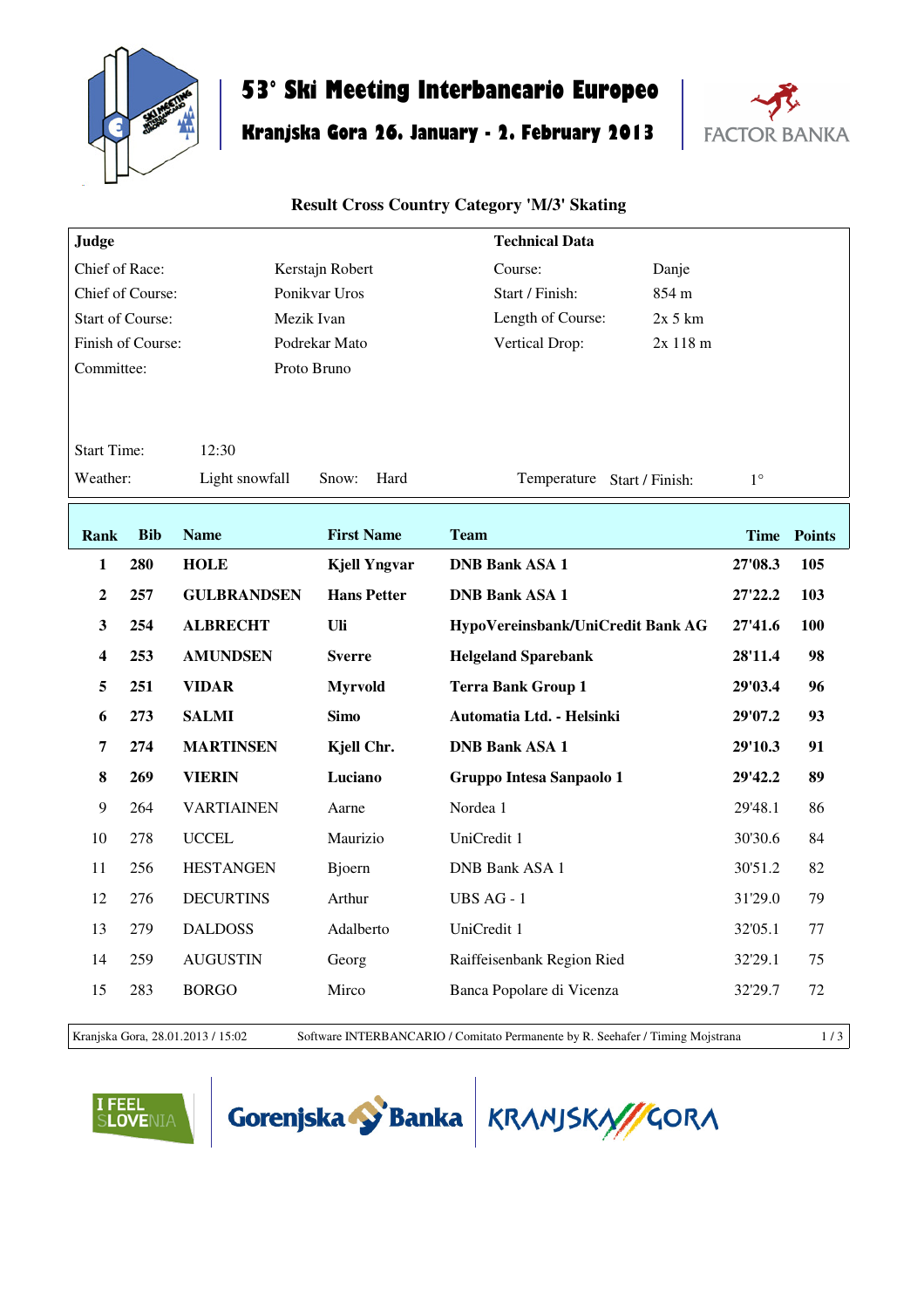# 53° Ski Meeting Interbancario Europeo

## Kranjska Gora 26. January - 2. February 2013

FACTOR BANKA

### Result Cross Country Category 'M/3' Skating

| **Judge** | | **Technical Data** | |
|---|---|---|---|
| Chief of Race: | Kerstajn Robert | Course: | Danje |
| Chief of Course: | Ponikvar Uros | Start / Finish: | 854 m |
| Start of Course: | Mezik Ivan | Length of Course: | 2x 5 km |
| Finish of Course: | Podrekar Mato | Vertical Drop: | 2x 118 m |
| Committee: | Proto Bruno | | |

Start Time: 12:30

Weather: Light snowfall Snow: Hard Temperature Start / Finish: 1°

| Rank | Bib | Name | First Name | Team | Time | Points |
|---|---|---|---|---|---|---|
| **1** | **280** | **HOLE** | **Kjell Yngvar** | **DNB Bank ASA 1** | **27'08.3** | **105** |
| **2** | **257** | **GULBRANDSEN** | **Hans Petter** | **DNB Bank ASA 1** | **27'22.2** | **103** |
| **3** | **254** | **ALBRECHT** | **Uli** | **HypoVereinsbank/UniCredit Bank AG** | **27'41.6** | **100** |
| **4** | **253** | **AMUNDSEN** | **Sverre** | **Helgeland Sparebank** | **28'11.4** | **98** |
| **5** | **251** | **VIDAR** | **Myrvold** | **Terra Bank Group 1** | **29'03.4** | **96** |
| **6** | **273** | **SALMI** | **Simo** | **Automatia Ltd. - Helsinki** | **29'07.2** | **93** |
| **7** | **274** | **MARTINSEN** | **Kjell Chr.** | **DNB Bank ASA 1** | **29'10.3** | **91** |
| **8** | **269** | **VIERIN** | **Luciano** | **Gruppo Intesa Sanpaolo 1** | **29'42.2** | **89** |
| 9 | 264 | VARTIAINEN | Aarne | Nordea 1 | 29'48.1 | 86 |
| 10 | 278 | UCCEL | Maurizio | UniCredit 1 | 30'30.6 | 84 |
| 11 | 256 | HESTANGEN | Bjoern | DNB Bank ASA 1 | 30'51.2 | 82 |
| 12 | 276 | DECURTINS | Arthur | UBS AG - 1 | 31'29.0 | 79 |
| 13 | 279 | DALDOSS | Adalberto | UniCredit 1 | 32'05.1 | 77 |
| 14 | 259 | AUGUSTIN | Georg | Raiffeisenbank Region Ried | 32'29.1 | 75 |
| 15 | 283 | BORGO | Mirco | Banca Popolare di Vicenza | 32'29.7 | 72 |

Kranjska Gora, 28.01.2013 / 15:02 Software INTERBANCARIO / Comitato Permanente by R. Seehafer / Timing Mojstrana

I FEEL SLOVENIA · Gorenjska Banka · KRANJSKA GORA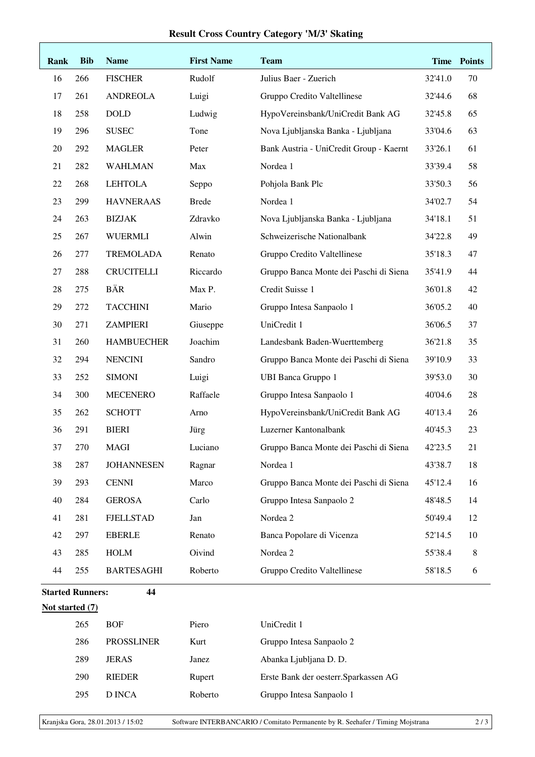# Result Cross Country Category 'M/3' Skating

| Rank | Bib | Name | First Name | Team | Time | Points |
|---|---|---|---|---|---|---|
| 16 | 266 | FISCHER | Rudolf | Julius Baer - Zuerich | 32'41.0 | 70 |
| 17 | 261 | ANDREOLA | Luigi | Gruppo Credito Valtellinese | 32'44.6 | 68 |
| 18 | 258 | DOLD | Ludwig | HypoVereinsbank/UniCredit Bank AG | 32'45.8 | 65 |
| 19 | 296 | SUSEC | Tone | Nova Ljubljanska Banka - Ljubljana | 33'04.6 | 63 |
| 20 | 292 | MAGLER | Peter | Bank Austria - UniCredit Group - Kaernt | 33'26.1 | 61 |
| 21 | 282 | WAHLMAN | Max | Nordea 1 | 33'39.4 | 58 |
| 22 | 268 | LEHTOLA | Seppo | Pohjola Bank Plc | 33'50.3 | 56 |
| 23 | 299 | HAVNERAAS | Brede | Nordea 1 | 34'02.7 | 54 |
| 24 | 263 | BIZJAK | Zdravko | Nova Ljubljanska Banka - Ljubljana | 34'18.1 | 51 |
| 25 | 267 | WUERMLI | Alwin | Schweizerische Nationalbank | 34'22.8 | 49 |
| 26 | 277 | TREMOLADA | Renato | Gruppo Credito Valtellinese | 35'18.3 | 47 |
| 27 | 288 | CRUCITELLI | Riccardo | Gruppo Banca Monte dei Paschi di Siena | 35'41.9 | 44 |
| 28 | 275 | BÄR | Max P. | Credit Suisse 1 | 36'01.8 | 42 |
| 29 | 272 | TACCHINI | Mario | Gruppo Intesa Sanpaolo 1 | 36'05.2 | 40 |
| 30 | 271 | ZAMPIERI | Giuseppe | UniCredit 1 | 36'06.5 | 37 |
| 31 | 260 | HAMBUECHER | Joachim | Landesbank Baden-Wuerttemberg | 36'21.8 | 35 |
| 32 | 294 | NENCINI | Sandro | Gruppo Banca Monte dei Paschi di Siena | 39'10.9 | 33 |
| 33 | 252 | SIMONI | Luigi | UBI Banca Gruppo 1 | 39'53.0 | 30 |
| 34 | 300 | MECENERO | Raffaele | Gruppo Intesa Sanpaolo 1 | 40'04.6 | 28 |
| 35 | 262 | SCHOTT | Arno | HypoVereinsbank/UniCredit Bank AG | 40'13.4 | 26 |
| 36 | 291 | BIERI | Jürg | Luzerner Kantonalbank | 40'45.3 | 23 |
| 37 | 270 | MAGI | Luciano | Gruppo Banca Monte dei Paschi di Siena | 42'23.5 | 21 |
| 38 | 287 | JOHANNESEN | Ragnar | Nordea 1 | 43'38.7 | 18 |
| 39 | 293 | CENNI | Marco | Gruppo Banca Monte dei Paschi di Siena | 45'12.4 | 16 |
| 40 | 284 | GEROSA | Carlo | Gruppo Intesa Sanpaolo 2 | 48'48.5 | 14 |
| 41 | 281 | FJELLSTAD | Jan | Nordea 2 | 50'49.4 | 12 |
| 42 | 297 | EBERLE | Renato | Banca Popolare di Vicenza | 52'14.5 | 10 |
| 43 | 285 | HOLM | Oivind | Nordea 2 | 55'38.4 | 8 |
| 44 | 255 | BARTESAGHI | Roberto | Gruppo Credito Valtellinese | 58'18.5 | 6 |

**Started Runners:** 44

**Not started (7)**

| Bib | Name | First Name | Team |
|---|---|---|---|
| 265 | BOF | Piero | UniCredit 1 |
| 286 | PROSSLINER | Kurt | Gruppo Intesa Sanpaolo 2 |
| 289 | JERAS | Janez | Abanka Ljubljana D. D. |
| 290 | RIEDER | Rupert | Erste Bank der oesterr.Sparkassen AG |
| 295 | D INCA | Roberto | Gruppo Intesa Sanpaolo 1 |

Kranjska Gora, 28.01.2013 / 15:02 — Software INTERBANCARIO / Comitato Permanente by R. Seehafer / Timing Mojstrana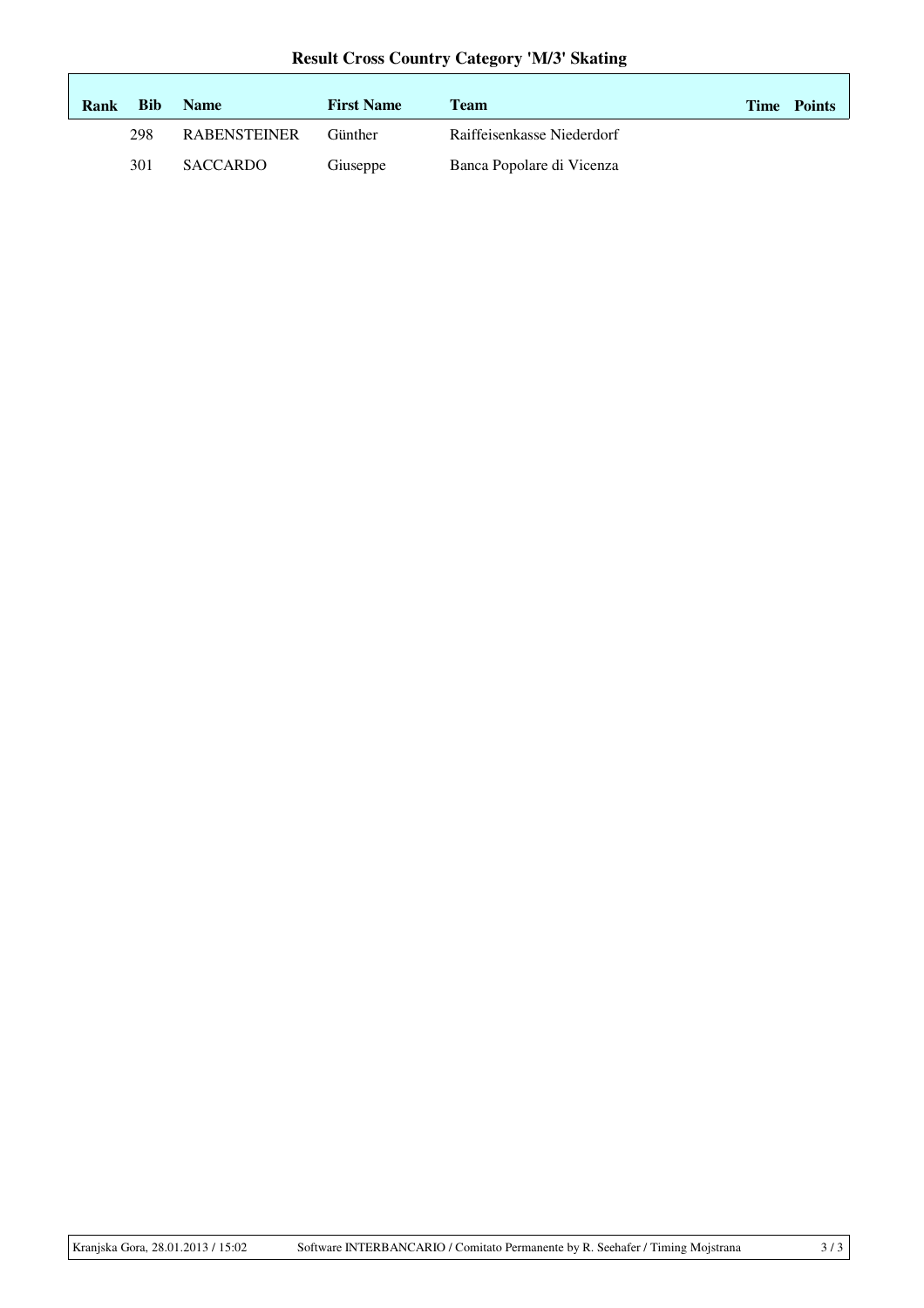**Result Cross Country Category 'M/3' Skating**

| Rank | Bib | Name | First Name | Team | Time | Points |
|---|---|---|---|---|---|---|
| | 298 | RABENSTEINER | Günther | Raiffeisenkasse Niederdorf | | |
| | 301 | SACCARDO | Giuseppe | Banca Popolare di Vicenza | | |

Kranjska Gora, 28.01.2013 / 15:02 Software INTERBANCARIO / Comitato Permanente by R. Seehafer / Timing Mojstrana